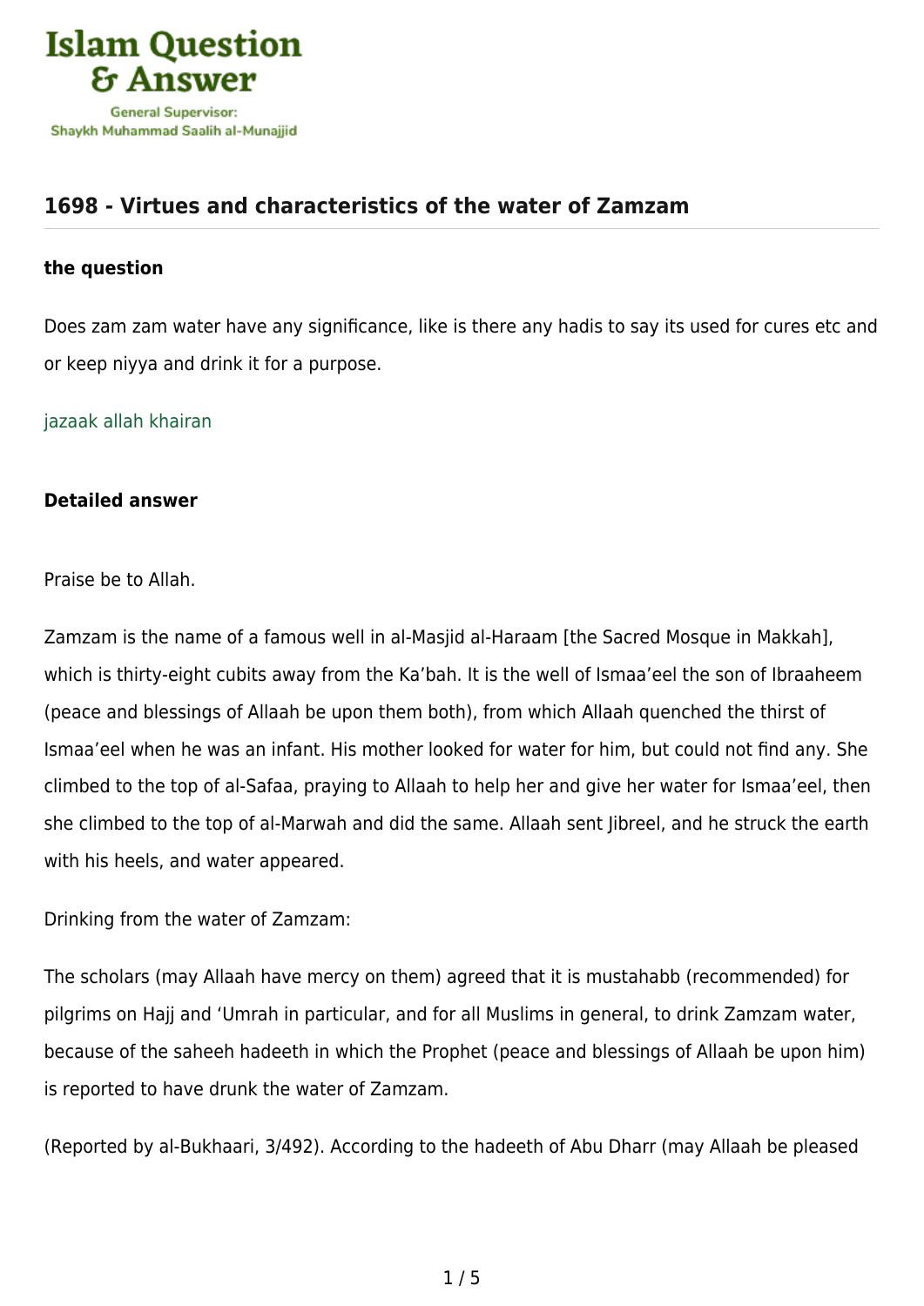# 1698 - Virtues and characteristics of the water of Zamzam

### the question

Does zam zam water have any significance, like is there any hadis to say its used for cures etc and or keep niyya and drink it for a purpose.

jazaak allah khairan

### Detailed answer

Praise be to Allah.

Zamzam is the name of a famous well in al-Masjid al-Haraam [the Sacred Mosque in Makkah], which is thirty-eight cubits away from the Ka'bah. It is the well of Ismaa'eel the son of Ibraaheem (peace and blessings of Allaah be upon them both), from which Allaah quenched the thirst of Ismaa'eel when he was an infant. His mother looked for water for him, but could not find any. She climbed to the top of al-Safaa, praying to Allaah to help her and give her water for Ismaa'eel, then she climbed to the top of al-Marwah and did the same. Allaah sent Jibreel, and he struck the earth with his heels, and water appeared.

Drinking from the water of Zamzam:

The scholars (may Allaah have mercy on them) agreed that it is mustahabb (recommended) for pilgrims on Hajj and 'Umrah in particular, and for all Muslims in general, to drink Zamzam water, because of the saheeh hadeeth in which the Prophet (peace and blessings of Allaah be upon him) is reported to have drunk the water of Zamzam.

(Reported by al-Bukhaari, 3/492). According to the hadeeth of Abu Dharr (may Allaah be pleased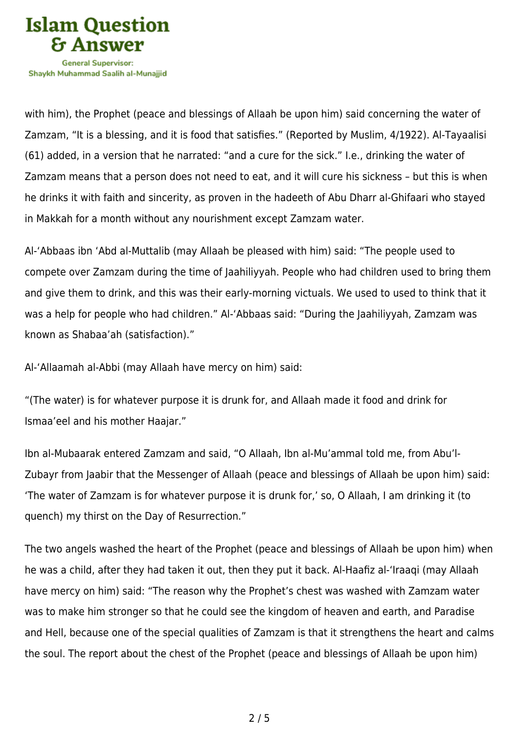with him), the Prophet (peace and blessings of Allaah be upon him) said concerning the water of Zamzam, "It is a blessing, and it is food that satisfies." (Reported by Muslim, 4/1922). Al-Tayaalisi (61) added, in a version that he narrated: "and a cure for the sick." I.e., drinking the water of Zamzam means that a person does not need to eat, and it will cure his sickness – but this is when he drinks it with faith and sincerity, as proven in the hadeeth of Abu Dharr al-Ghifaari who stayed in Makkah for a month without any nourishment except Zamzam water.

Al-'Abbaas ibn 'Abd al-Muttalib (may Allaah be pleased with him) said: "The people used to compete over Zamzam during the time of Jaahiliyyah. People who had children used to bring them and give them to drink, and this was their early-morning victuals. We used to used to think that it was a help for people who had children." Al-'Abbaas said: "During the Jaahiliyyah, Zamzam was known as Shabaa'ah (satisfaction)."

Al-'Allaamah al-Abbi (may Allaah have mercy on him) said:

"(The water) is for whatever purpose it is drunk for, and Allaah made it food and drink for Ismaa'eel and his mother Haajar."

Ibn al-Mubaarak entered Zamzam and said, "O Allaah, Ibn al-Mu'ammal told me, from Abu'l-Zubayr from Jaabir that the Messenger of Allaah (peace and blessings of Allaah be upon him) said: 'The water of Zamzam is for whatever purpose it is drunk for,' so, O Allaah, I am drinking it (to quench) my thirst on the Day of Resurrection."

The two angels washed the heart of the Prophet (peace and blessings of Allaah be upon him) when he was a child, after they had taken it out, then they put it back. Al-Haafiz al-'Iraaqi (may Allaah have mercy on him) said: "The reason why the Prophet's chest was washed with Zamzam water was to make him stronger so that he could see the kingdom of heaven and earth, and Paradise and Hell, because one of the special qualities of Zamzam is that it strengthens the heart and calms the soul. The report about the chest of the Prophet (peace and blessings of Allaah be upon him)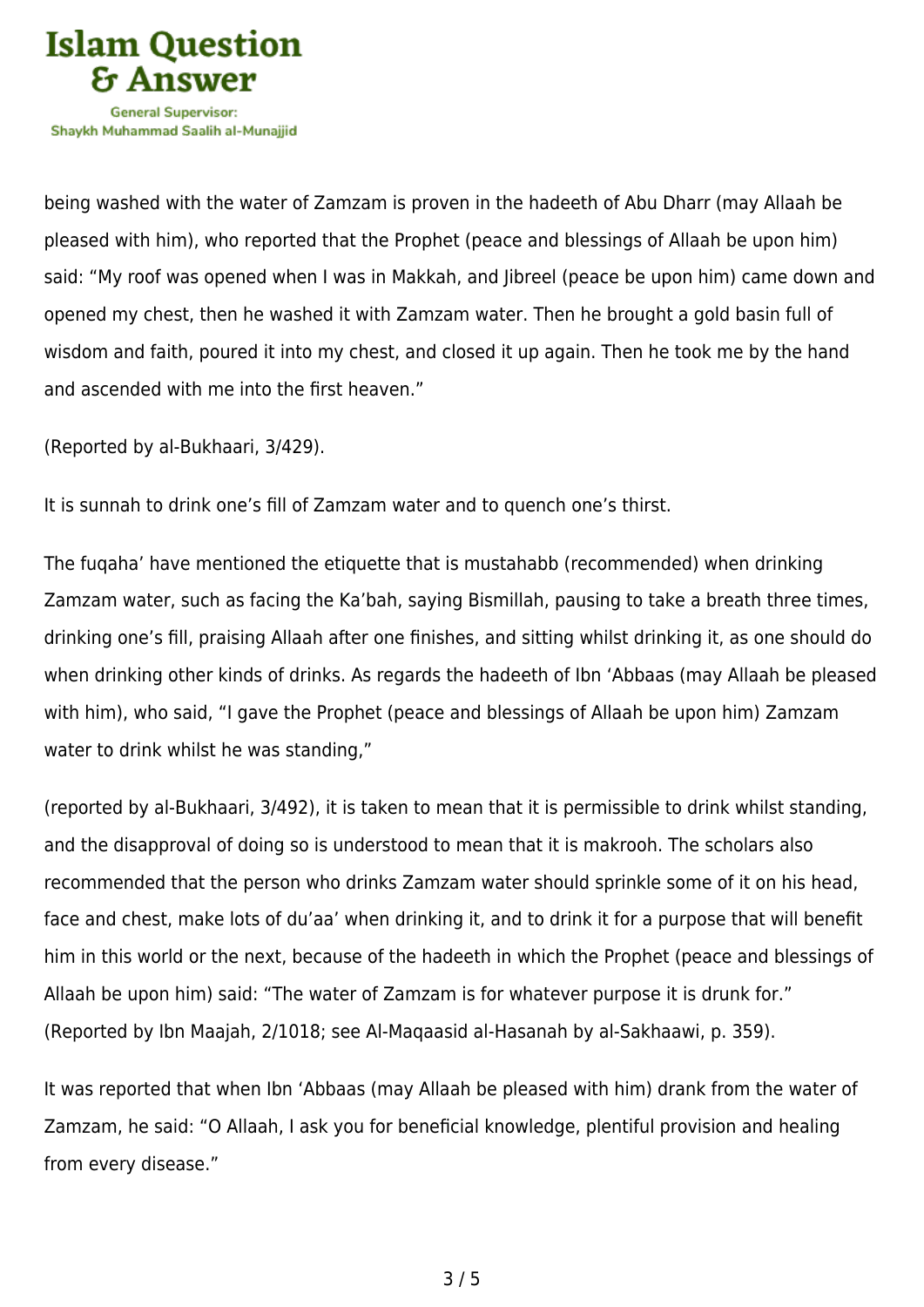being washed with the water of Zamzam is proven in the hadeeth of Abu Dharr (may Allaah be pleased with him), who reported that the Prophet (peace and blessings of Allaah be upon him) said: "My roof was opened when I was in Makkah, and Jibreel (peace be upon him) came down and opened my chest, then he washed it with Zamzam water. Then he brought a gold basin full of wisdom and faith, poured it into my chest, and closed it up again. Then he took me by the hand and ascended with me into the first heaven."

(Reported by al-Bukhaari, 3/429).

It is sunnah to drink one's fill of Zamzam water and to quench one's thirst.

The fuqaha' have mentioned the etiquette that is mustahabb (recommended) when drinking Zamzam water, such as facing the Ka'bah, saying Bismillah, pausing to take a breath three times, drinking one's fill, praising Allaah after one finishes, and sitting whilst drinking it, as one should do when drinking other kinds of drinks. As regards the hadeeth of Ibn 'Abbaas (may Allaah be pleased with him), who said, "I gave the Prophet (peace and blessings of Allaah be upon him) Zamzam water to drink whilst he was standing,"

(reported by al-Bukhaari, 3/492), it is taken to mean that it is permissible to drink whilst standing, and the disapproval of doing so is understood to mean that it is makrooh. The scholars also recommended that the person who drinks Zamzam water should sprinkle some of it on his head, face and chest, make lots of du'aa' when drinking it, and to drink it for a purpose that will benefit him in this world or the next, because of the hadeeth in which the Prophet (peace and blessings of Allaah be upon him) said: "The water of Zamzam is for whatever purpose it is drunk for." (Reported by Ibn Maajah, 2/1018; see Al-Maqaasid al-Hasanah by al-Sakhaawi, p. 359).

It was reported that when Ibn 'Abbaas (may Allaah be pleased with him) drank from the water of Zamzam, he said: "O Allaah, I ask you for beneficial knowledge, plentiful provision and healing from every disease."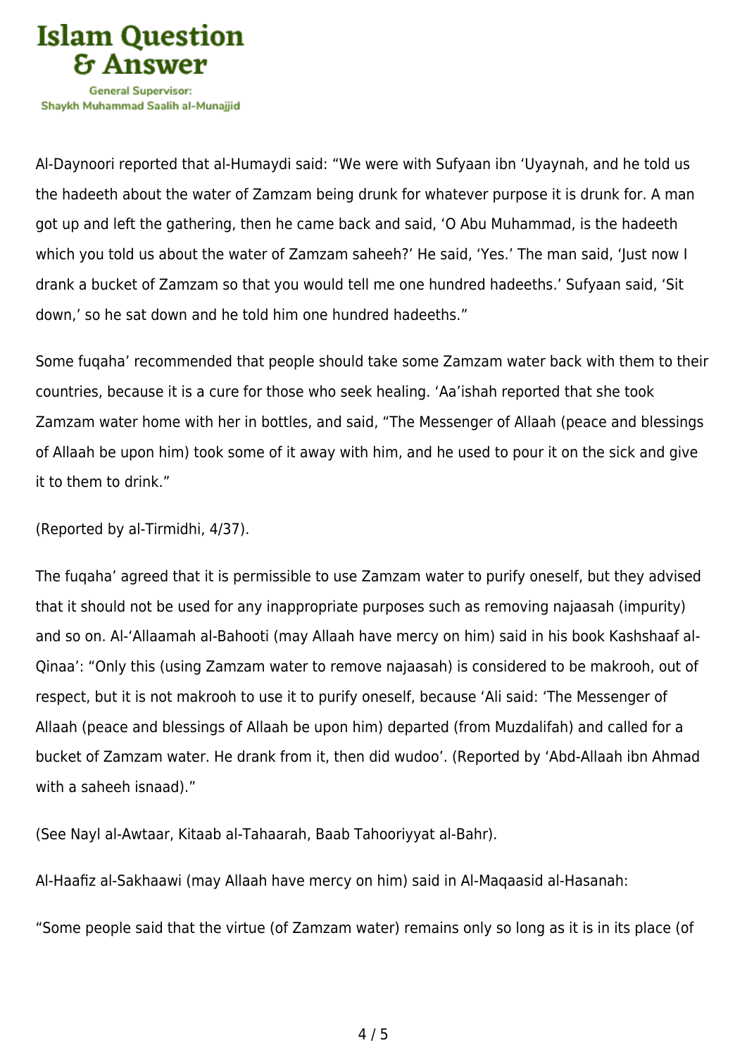Al-Daynoori reported that al-Humaydi said: "We were with Sufyaan ibn 'Uyaynah, and he told us the hadeeth about the water of Zamzam being drunk for whatever purpose it is drunk for. A man got up and left the gathering, then he came back and said, 'O Abu Muhammad, is the hadeeth which you told us about the water of Zamzam saheeh?' He said, 'Yes.' The man said, 'Just now I drank a bucket of Zamzam so that you would tell me one hundred hadeeths.' Sufyaan said, 'Sit down,' so he sat down and he told him one hundred hadeeths."

Some fuqaha' recommended that people should take some Zamzam water back with them to their countries, because it is a cure for those who seek healing. 'Aa'ishah reported that she took Zamzam water home with her in bottles, and said, "The Messenger of Allaah (peace and blessings of Allaah be upon him) took some of it away with him, and he used to pour it on the sick and give it to them to drink."

(Reported by al-Tirmidhi, 4/37).

The fuqaha' agreed that it is permissible to use Zamzam water to purify oneself, but they advised that it should not be used for any inappropriate purposes such as removing najaasah (impurity) and so on. Al-'Allaamah al-Bahooti (may Allaah have mercy on him) said in his book Kashshaaf al-Qinaa': "Only this (using Zamzam water to remove najaasah) is considered to be makrooh, out of respect, but it is not makrooh to use it to purify oneself, because 'Ali said: 'The Messenger of Allaah (peace and blessings of Allaah be upon him) departed (from Muzdalifah) and called for a bucket of Zamzam water. He drank from it, then did wudoo'. (Reported by 'Abd-Allaah ibn Ahmad with a saheeh isnaad)."

(See Nayl al-Awtaar, Kitaab al-Tahaarah, Baab Tahooriyyat al-Bahr).

Al-Haafiz al-Sakhaawi (may Allaah have mercy on him) said in Al-Maqaasid al-Hasanah:

"Some people said that the virtue (of Zamzam water) remains only so long as it is in its place (of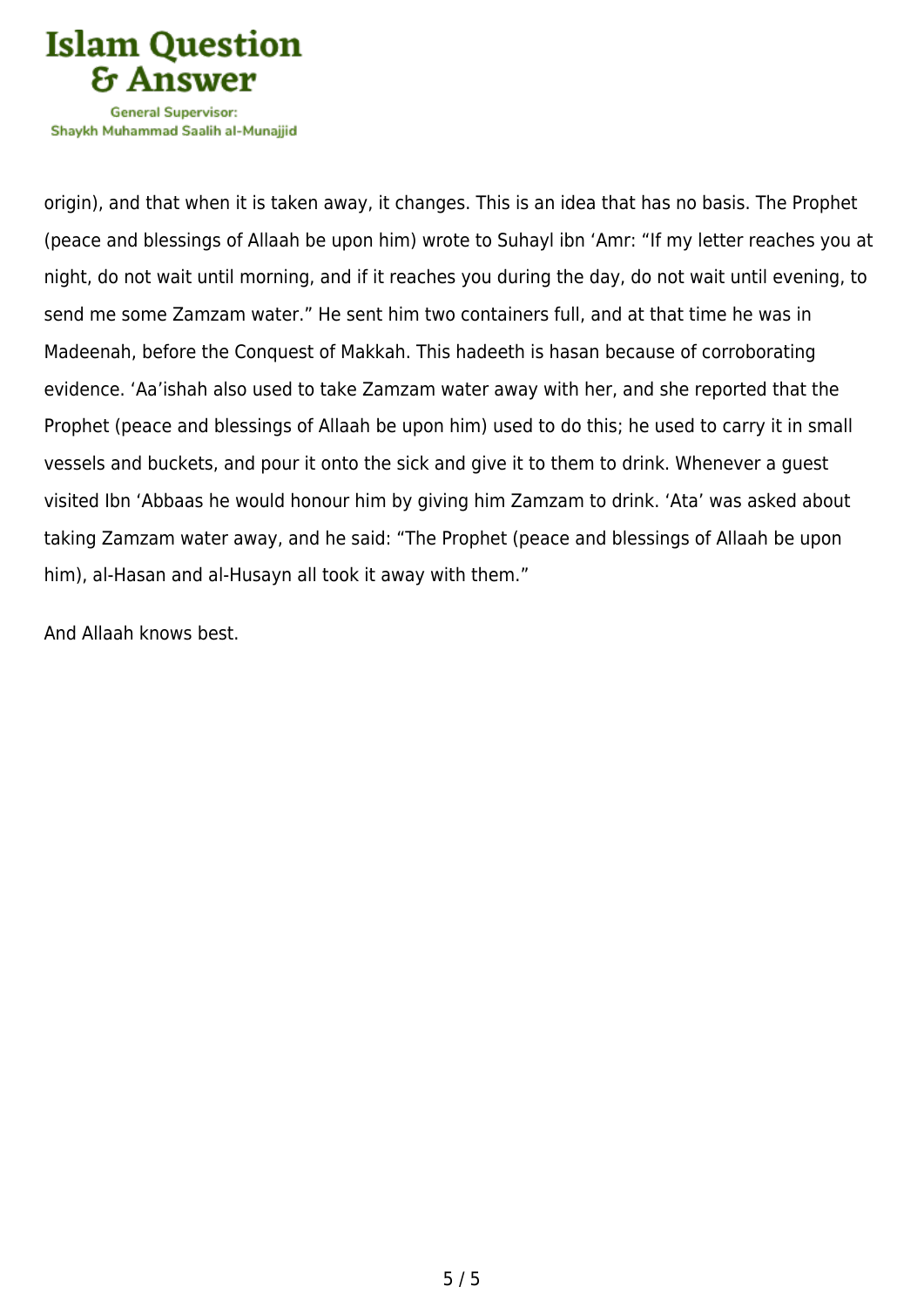origin), and that when it is taken away, it changes. This is an idea that has no basis. The Prophet (peace and blessings of Allaah be upon him) wrote to Suhayl ibn ‘Amr: “If my letter reaches you at night, do not wait until morning, and if it reaches you during the day, do not wait until evening, to send me some Zamzam water.” He sent him two containers full, and at that time he was in Madeenah, before the Conquest of Makkah. This hadeeth is hasan because of corroborating evidence. ‘Aa’ishah also used to take Zamzam water away with her, and she reported that the Prophet (peace and blessings of Allaah be upon him) used to do this; he used to carry it in small vessels and buckets, and pour it onto the sick and give it to them to drink. Whenever a guest visited Ibn ‘Abbaas he would honour him by giving him Zamzam to drink. ‘Ata’ was asked about taking Zamzam water away, and he said: “The Prophet (peace and blessings of Allaah be upon him), al-Hasan and al-Husayn all took it away with them.”

And Allaah knows best.